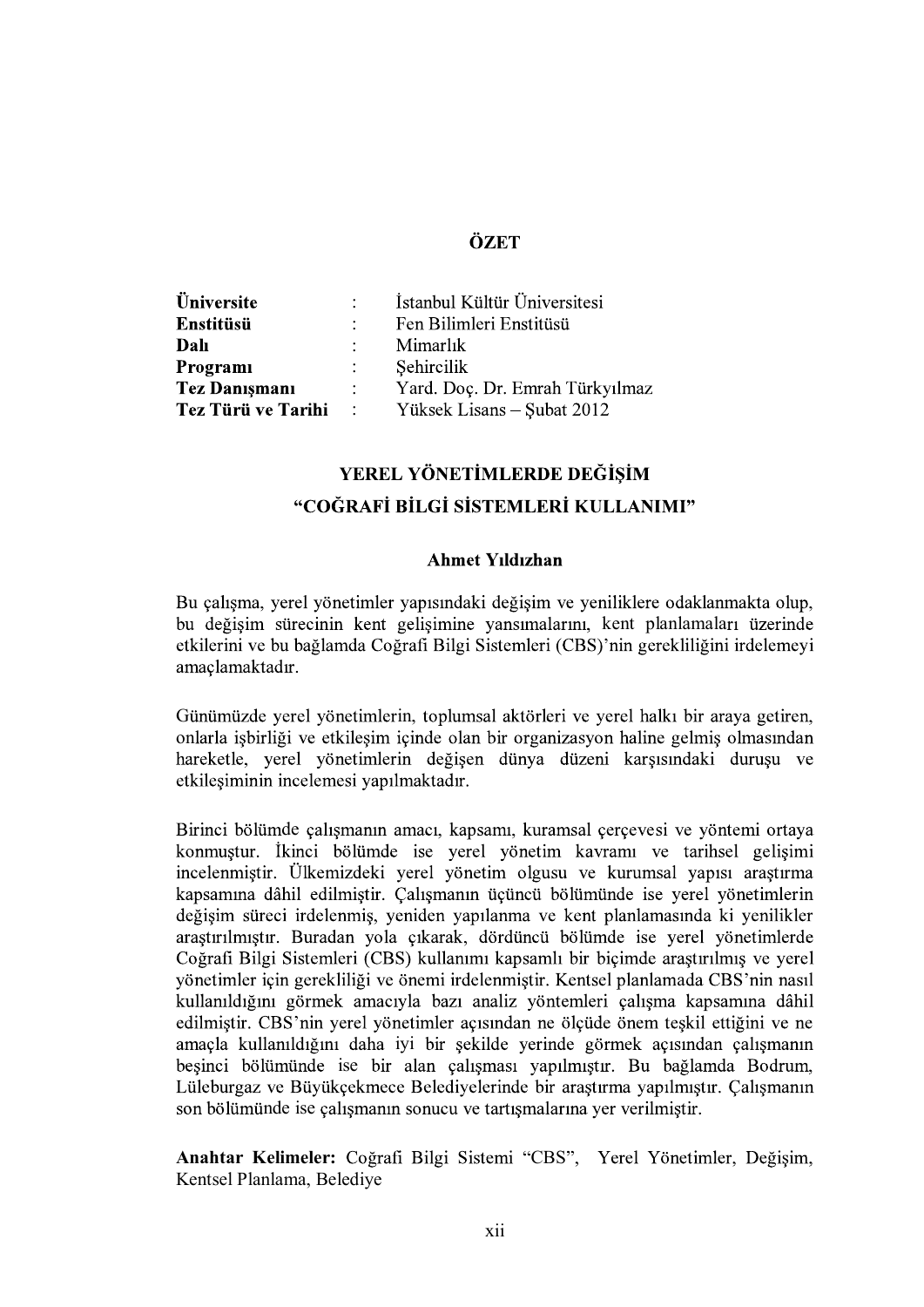# ÖZET

| | | |
|---|---|---|
| **Üniversite** | : | İstanbul Kültür Üniversitesi |
| **Enstitüsü** | : | Fen Bilimleri Enstitüsü |
| **Dalı** | : | Mimarlık |
| **Programı** | : | Şehircilik |
| **Tez Danışmanı** | : | Yard. Doç. Dr. Emrah Türkyılmaz |
| **Tez Türü ve Tarihi** | : | Yüksek Lisans – Şubat 2012 |

## YEREL YÖNETİMLERDE DEĞİŞİM
## "COĞRAFİ BİLGİ SİSTEMLERİ KULLANIMI"

**Ahmet Yıldızhan**

Bu çalışma, yerel yönetimler yapısındaki değişim ve yeniliklere odaklanmakta olup, bu değişim sürecinin kent gelişimine yansımalarını, kent planlamaları üzerinde etkilerini ve bu bağlamda Coğrafi Bilgi Sistemleri (CBS)'nin gerekliliğini irdelemeyi amaçlamaktadır.

Günümüzde yerel yönetimlerin, toplumsal aktörleri ve yerel halkı bir araya getiren, onlarla işbirliği ve etkileşim içinde olan bir organizasyon haline gelmiş olmasından hareketle, yerel yönetimlerin değişen dünya düzeni karşısındaki duruşu ve etkileşiminin incelemesi yapılmaktadır.

Birinci bölümde çalışmanın amacı, kapsamı, kuramsal çerçevesi ve yöntemi ortaya konmuştur. İkinci bölümde ise yerel yönetim kavramı ve tarihsel gelişimi incelenmiştir. Ülkemizdeki yerel yönetim olgusu ve kurumsal yapısı araştırma kapsamına dâhil edilmiştir. Çalışmanın üçüncü bölümünde ise yerel yönetimlerin değişim süreci irdelenmiş, yeniden yapılanma ve kent planlamasında ki yenilikler araştırılmıştır. Buradan yola çıkarak, dördüncü bölümde ise yerel yönetimlerde Coğrafi Bilgi Sistemleri (CBS) kullanımı kapsamlı bir biçimde araştırılmış ve yerel yönetimler için gerekliliği ve önemi irdelenmiştir. Kentsel planlamada CBS'nin nasıl kullanıldığını görmek amacıyla bazı analiz yöntemleri çalışma kapsamına dâhil edilmiştir. CBS'nin yerel yönetimler açısından ne ölçüde önem teşkil ettiğini ve ne amaçla kullanıldığını daha iyi bir şekilde yerinde görmek açısından çalışmanın beşinci bölümünde ise bir alan çalışması yapılmıştır. Bu bağlamda Bodrum, Lüleburgaz ve Büyükçekmece Belediyelerinde bir araştırma yapılmıştır. Çalışmanın son bölümünde ise çalışmanın sonucu ve tartışmalarına yer verilmiştir.

**Anahtar Kelimeler:** Coğrafi Bilgi Sistemi "CBS", Yerel Yönetimler, Değişim, Kentsel Planlama, Belediye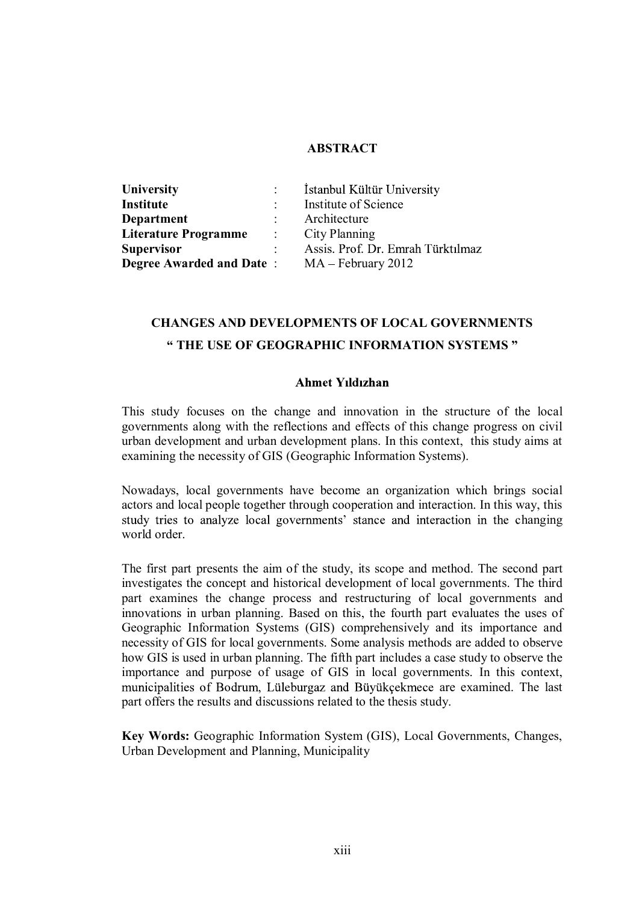## ABSTRACT

| | | |
|---|---|---|
| **University** | : | İstanbul Kültür University |
| **Institute** | : | Institute of Science |
| **Department** | : | Architecture |
| **Literature Programme** | : | City Planning |
| **Supervisor** | : | Assis. Prof. Dr. Emrah Türktılmaz |
| **Degree Awarded and Date** | : | MA – February 2012 |

### CHANGES AND DEVELOPMENTS OF LOCAL GOVERNMENTS
### " THE USE OF GEOGRAPHIC INFORMATION SYSTEMS "

**Ahmet Yıldızhan**

This study focuses on the change and innovation in the structure of the local governments along with the reflections and effects of this change progress on civil urban development and urban development plans. In this context, this study aims at examining the necessity of GIS (Geographic Information Systems).

Nowadays, local governments have become an organization which brings social actors and local people together through cooperation and interaction. In this way, this study tries to analyze local governments' stance and interaction in the changing world order.

The first part presents the aim of the study, its scope and method. The second part investigates the concept and historical development of local governments. The third part examines the change process and restructuring of local governments and innovations in urban planning. Based on this, the fourth part evaluates the uses of Geographic Information Systems (GIS) comprehensively and its importance and necessity of GIS for local governments. Some analysis methods are added to observe how GIS is used in urban planning. The fifth part includes a case study to observe the importance and purpose of usage of GIS in local governments. In this context, municipalities of Bodrum, Lüleburgaz and Büyükçekmece are examined. The last part offers the results and discussions related to the thesis study.

**Key Words:** Geographic Information System (GIS), Local Governments, Changes, Urban Development and Planning, Municipality